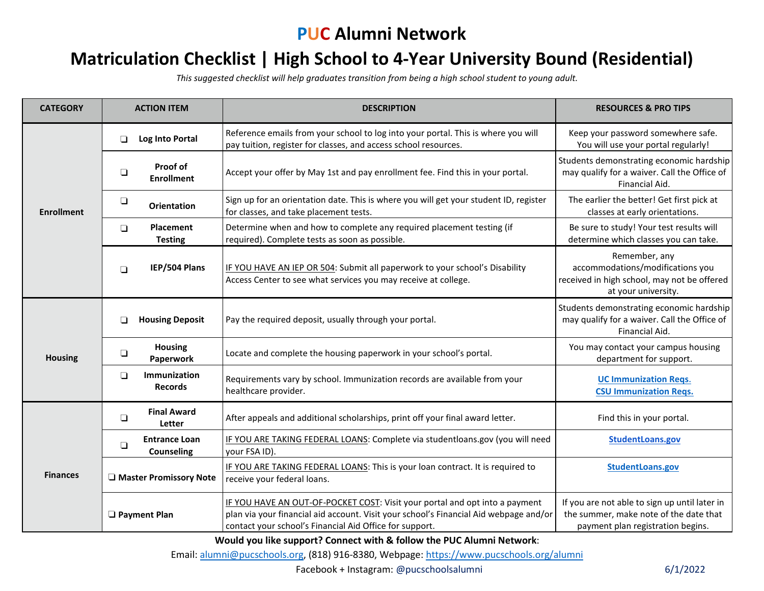# PUC Alumni Network

## Matriculation Checklist | High School to 4-Year University Bound (Residential)

*This suggested checklist will help graduates transition from being a high school student to young adult.*

| CATEGORY | ACTION ITEM | DESCRIPTION | RESOURCES & PRO TIPS |
|---|---|---|---|
| Enrollment | ❑ **Log Into Portal** | Reference emails from your school to log into your portal. This is where you will pay tuition, register for classes, and access school resources. | Keep your password somewhere safe. You will use your portal regularly! |
| | ❑ **Proof of Enrollment** | Accept your offer by May 1st and pay enrollment fee. Find this in your portal. | Students demonstrating economic hardship may qualify for a waiver. Call the Office of Financial Aid. |
| | ❑ **Orientation** | Sign up for an orientation date. This is where you will get your student ID, register for classes, and take placement tests. | The earlier the better! Get first pick at classes at early orientations. |
| | ❑ **Placement Testing** | Determine when and how to complete any required placement testing (if required). Complete tests as soon as possible. | Be sure to study! Your test results will determine which classes you can take. |
| | ❑ **IEP/504 Plans** | IF YOU HAVE AN IEP OR 504: Submit all paperwork to your school's Disability Access Center to see what services you may receive at college. | Remember, any accommodations/modifications you received in high school, may not be offered at your university. |
| Housing | ❑ **Housing Deposit** | Pay the required deposit, usually through your portal. | Students demonstrating economic hardship may qualify for a waiver. Call the Office of Financial Aid. |
| | ❑ **Housing Paperwork** | Locate and complete the housing paperwork in your school's portal. | You may contact your campus housing department for support. |
| | ❑ **Immunization Records** | Requirements vary by school. Immunization records are available from your healthcare provider. | **UC Immunization Reqs.** **CSU Immunization Reqs.** |
| Finances | ❑ **Final Award Letter** | After appeals and additional scholarships, print off your final award letter. | Find this in your portal. |
| | ❑ **Entrance Loan Counseling** | IF YOU ARE TAKING FEDERAL LOANS: Complete via studentloans.gov (you will need your FSA ID). | **StudentLoans.gov** |
| | ❑ **Master Promissory Note** | IF YOU ARE TAKING FEDERAL LOANS: This is your loan contract. It is required to receive your federal loans. | **StudentLoans.gov** |
| | ❑ **Payment Plan** | IF YOU HAVE AN OUT-OF-POCKET COST: Visit your portal and opt into a payment plan via your financial aid account. Visit your school's Financial Aid webpage and/or contact your school's Financial Aid Office for support. | If you are not able to sign up until later in the summer, make note of the date that payment plan registration begins. |

**Would you like support? Connect with & follow the PUC Alumni Network**:

Email: alumni@pucschools.org, (818) 916-8380, Webpage: https://www.pucschools.org/alumni

Facebook + Instagram: @pucschoolsalumni

6/1/2022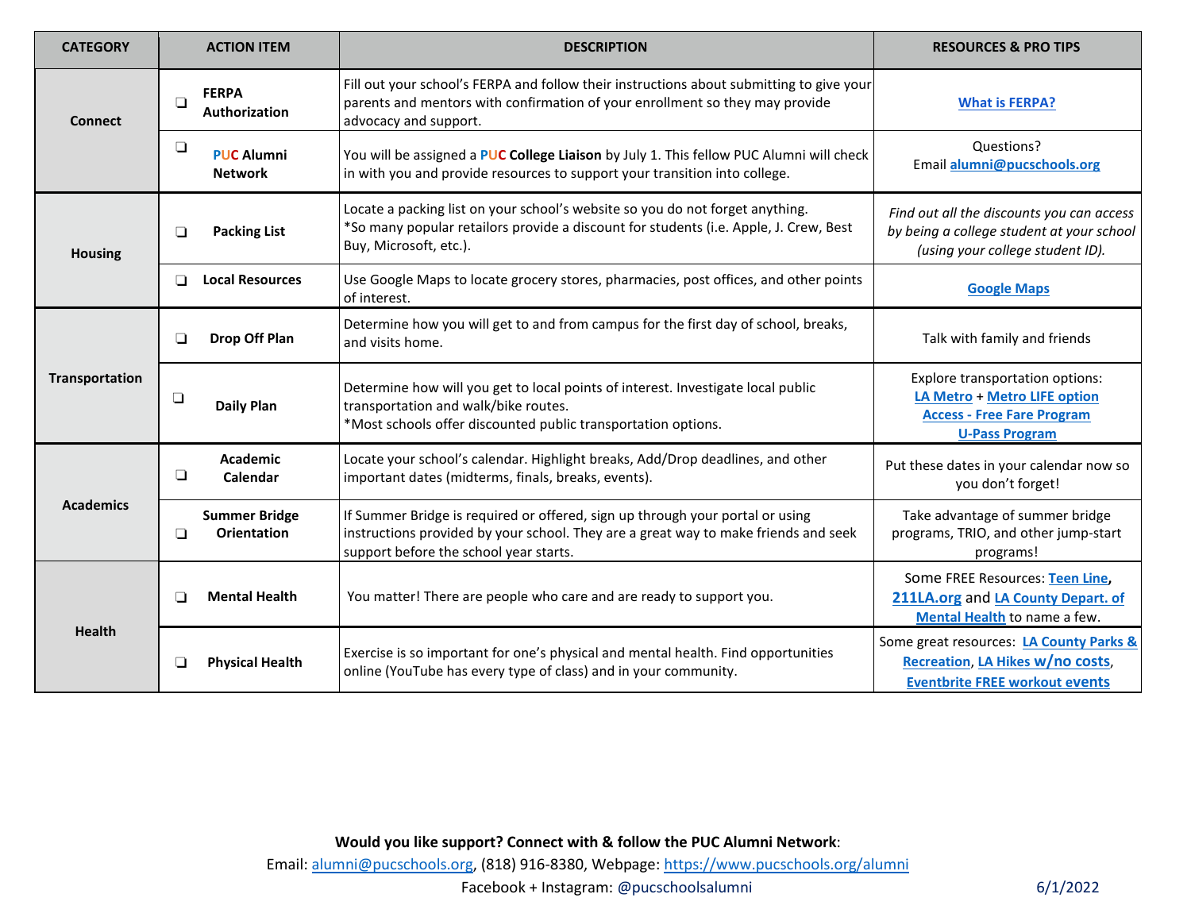| CATEGORY | ACTION ITEM | DESCRIPTION | RESOURCES & PRO TIPS |
|---|---|---|---|
| **Connect** | ❑ **FERPA Authorization** | Fill out your school's FERPA and follow their instructions about submitting to give your parents and mentors with confirmation of your enrollment so they may provide advocacy and support. | **What is FERPA?** |
| | ❑ **PUC Alumni Network** | You will be assigned a **PUC College Liaison** by July 1. This fellow PUC Alumni will check in with you and provide resources to support your transition into college. | Questions? Email **alumni@pucschools.org** |
| **Housing** | ❑ **Packing List** | Locate a packing list on your school's website so you do not forget anything. *So many popular retailers provide a discount for students (i.e. Apple, J. Crew, Best Buy, Microsoft, etc.). | *Find out all the discounts you can access by being a college student at your school (using your college student ID).* |
| | ❑ **Local Resources** | Use Google Maps to locate grocery stores, pharmacies, post offices, and other points of interest. | **Google Maps** |
| **Transportation** | ❑ **Drop Off Plan** | Determine how you will get to and from campus for the first day of school, breaks, and visits home. | Talk with family and friends |
| | ❑ **Daily Plan** | Determine how will you get to local points of interest. Investigate local public transportation and walk/bike routes. *Most schools offer discounted public transportation options. | Explore transportation options: **LA Metro** + **Metro LIFE option** **Access - Free Fare Program** **U-Pass Program** |
| **Academics** | ❑ **Academic Calendar** | Locate your school's calendar. Highlight breaks, Add/Drop deadlines, and other important dates (midterms, finals, breaks, events). | Put these dates in your calendar now so you don't forget! |
| | ❑ **Summer Bridge Orientation** | If Summer Bridge is required or offered, sign up through your portal or using instructions provided by your school. They are a great way to make friends and seek support before the school year starts. | Take advantage of summer bridge programs, TRIO, and other jump-start programs! |
| **Health** | ❑ **Mental Health** | You matter! There are people who care and are ready to support you. | Some FREE Resources: **Teen Line**, **211LA.org** and **LA County Depart. of Mental Health** to name a few. |
| | ❑ **Physical Health** | Exercise is so important for one's physical and mental health. Find opportunities online (YouTube has every type of class) and in your community. | Some great resources: **LA County Parks & Recreation**, **LA Hikes w/no costs**, **Eventbrite FREE workout events** |

**Would you like support? Connect with & follow the PUC Alumni Network**:

Email: alumni@pucschools.org, (818) 916-8380, Webpage: https://www.pucschools.org/alumni

Facebook + Instagram: @pucschoolsalumni

6/1/2022